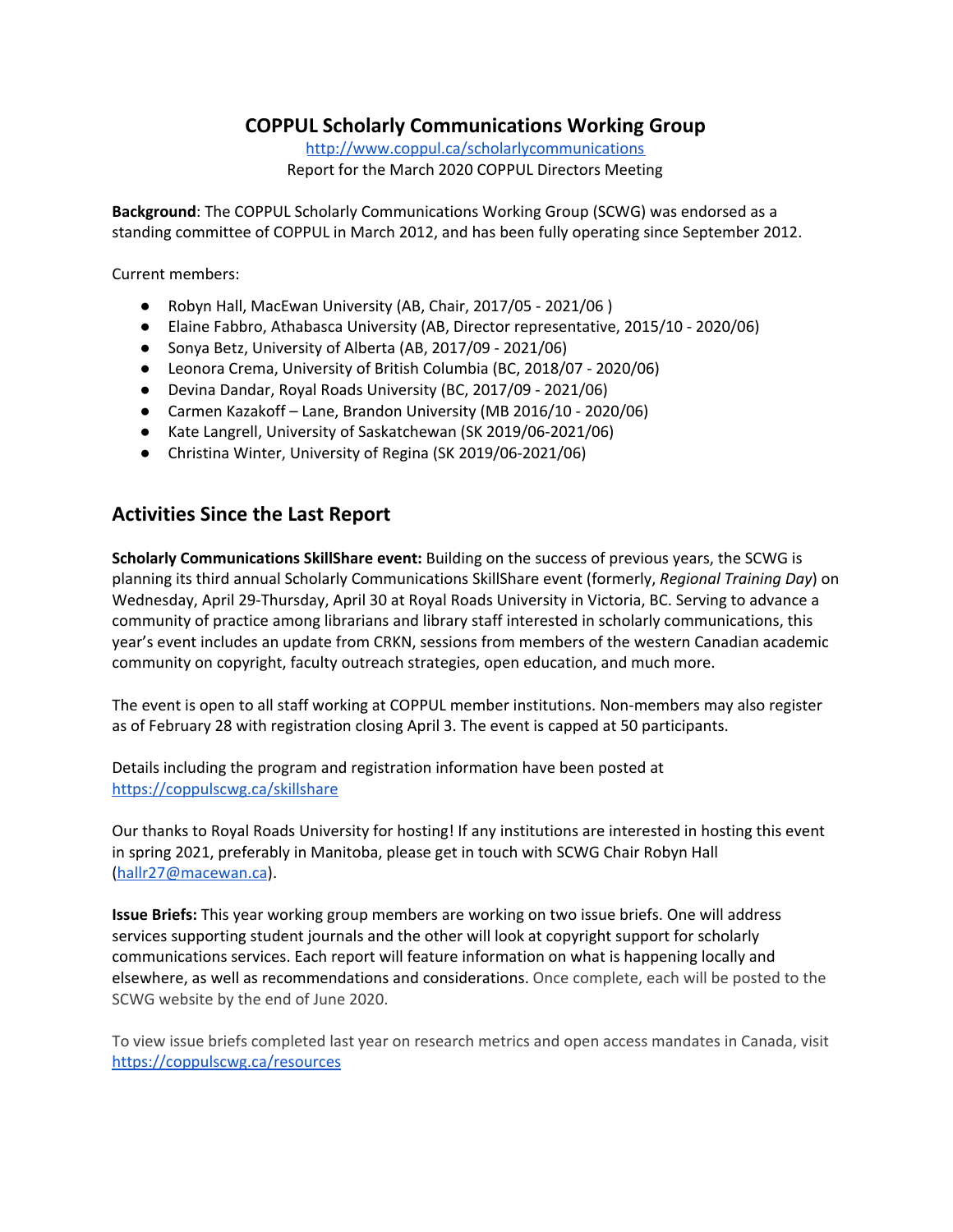# COPPUL Scholarly Communications Working Group

[http://www.coppul.ca/scholarlycommunications](http://www.coppul.ca/scholarlycommunications)

Report for the March 2020 COPPUL Directors Meeting

**Background**: The COPPUL Scholarly Communications Working Group (SCWG) was endorsed as a standing committee of COPPUL in March 2012, and has been fully operating since September 2012.

Current members:

- Robyn Hall, MacEwan University (AB, Chair, 2017/05 - 2021/06 )
- Elaine Fabbro, Athabasca University (AB, Director representative, 2015/10 - 2020/06)
- Sonya Betz, University of Alberta (AB, 2017/09 - 2021/06)
- Leonora Crema, University of British Columbia (BC, 2018/07 - 2020/06)
- Devina Dandar, Royal Roads University (BC, 2017/09 - 2021/06)
- Carmen Kazakoff – Lane, Brandon University (MB 2016/10 - 2020/06)
- Kate Langrell, University of Saskatchewan (SK 2019/06-2021/06)
- Christina Winter, University of Regina (SK 2019/06-2021/06)

## Activities Since the Last Report

**Scholarly Communications SkillShare event:** Building on the success of previous years, the SCWG is planning its third annual Scholarly Communications SkillShare event (formerly, *Regional Training Day*) on Wednesday, April 29-Thursday, April 30 at Royal Roads University in Victoria, BC. Serving to advance a community of practice among librarians and library staff interested in scholarly communications, this year's event includes an update from CRKN, sessions from members of the western Canadian academic community on copyright, faculty outreach strategies, open education, and much more.

The event is open to all staff working at COPPUL member institutions. Non-members may also register as of February 28 with registration closing April 3. The event is capped at 50 participants.

Details including the program and registration information have been posted at [https://coppulscwg.ca/skillshare](https://coppulscwg.ca/skillshare)

Our thanks to Royal Roads University for hosting! If any institutions are interested in hosting this event in spring 2021, preferably in Manitoba, please get in touch with SCWG Chair Robyn Hall ([hallr27@macewan.ca](mailto:hallr27@macewan.ca)).

**Issue Briefs:** This year working group members are working on two issue briefs. One will address services supporting student journals and the other will look at copyright support for scholarly communications services. Each report will feature information on what is happening locally and elsewhere, as well as recommendations and considerations. Once complete, each will be posted to the SCWG website by the end of June 2020.

To view issue briefs completed last year on research metrics and open access mandates in Canada, visit [https://coppulscwg.ca/resources](https://coppulscwg.ca/resources)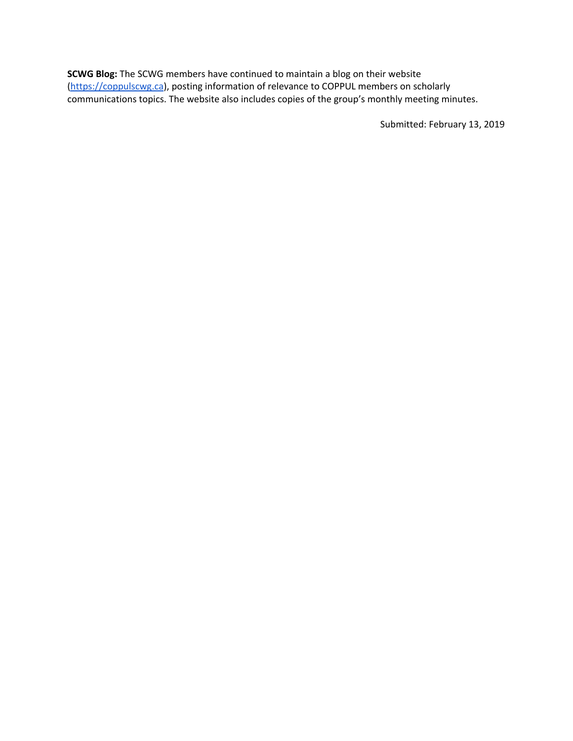**SCWG Blog:** The SCWG members have continued to maintain a blog on their website ([https://coppulscwg.ca](https://coppulscwg.ca)), posting information of relevance to COPPUL members on scholarly communications topics. The website also includes copies of the group's monthly meeting minutes.

Submitted: February 13, 2019